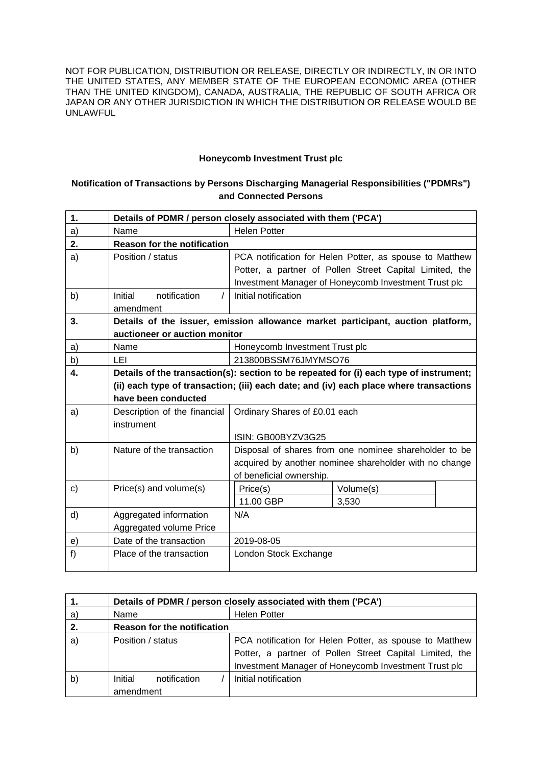NOT FOR PUBLICATION, DISTRIBUTION OR RELEASE, DIRECTLY OR INDIRECTLY, IN OR INTO THE UNITED STATES, ANY MEMBER STATE OF THE EUROPEAN ECONOMIC AREA (OTHER THAN THE UNITED KINGDOM), CANADA, AUSTRALIA, THE REPUBLIC OF SOUTH AFRICA OR JAPAN OR ANY OTHER JURISDICTION IN WHICH THE DISTRIBUTION OR RELEASE WOULD BE UNLAWFUL

**Honeycomb Investment Trust plc**

**Notification of Transactions by Persons Discharging Managerial Responsibilities ("PDMRs") and Connected Persons**

| **1.** | **Details of PDMR / person closely associated with them ('PCA')** | |
|---|---|---|
| a) | Name | Helen Potter |
| **2.** | **Reason for the notification** | |
| a) | Position / status | PCA notification for Helen Potter, as spouse to Matthew Potter, a partner of Pollen Street Capital Limited, the Investment Manager of Honeycomb Investment Trust plc |
| b) | Initial notification / amendment | Initial notification |
| **3.** | **Details of the issuer, emission allowance market participant, auction platform, auctioneer or auction monitor** | |
| a) | Name | Honeycomb Investment Trust plc |
| b) | LEI | 213800BSSM76JMYMSO76 |
| **4.** | **Details of the transaction(s): section to be repeated for (i) each type of instrument; (ii) each type of transaction; (iii) each date; and (iv) each place where transactions have been conducted** | |
| a) | Description of the financial instrument | Ordinary Shares of £0.01 each<br><br>ISIN: GB00BYZV3G25 |
| b) | Nature of the transaction | Disposal of shares from one nominee shareholder to be acquired by another nominee shareholder with no change of beneficial ownership. |
| c) | Price(s) and volume(s) | Price(s): 11.00 GBP; Volume(s): 3,530 |
| d) | Aggregated information<br>Aggregated volume Price | N/A |
| e) | Date of the transaction | 2019-08-05 |
| f) | Place of the transaction | London Stock Exchange |

| **1.** | **Details of PDMR / person closely associated with them ('PCA')** | |
|---|---|---|
| a) | Name | Helen Potter |
| **2.** | **Reason for the notification** | |
| a) | Position / status | PCA notification for Helen Potter, as spouse to Matthew Potter, a partner of Pollen Street Capital Limited, the Investment Manager of Honeycomb Investment Trust plc |
| b) | Initial notification / amendment | Initial notification |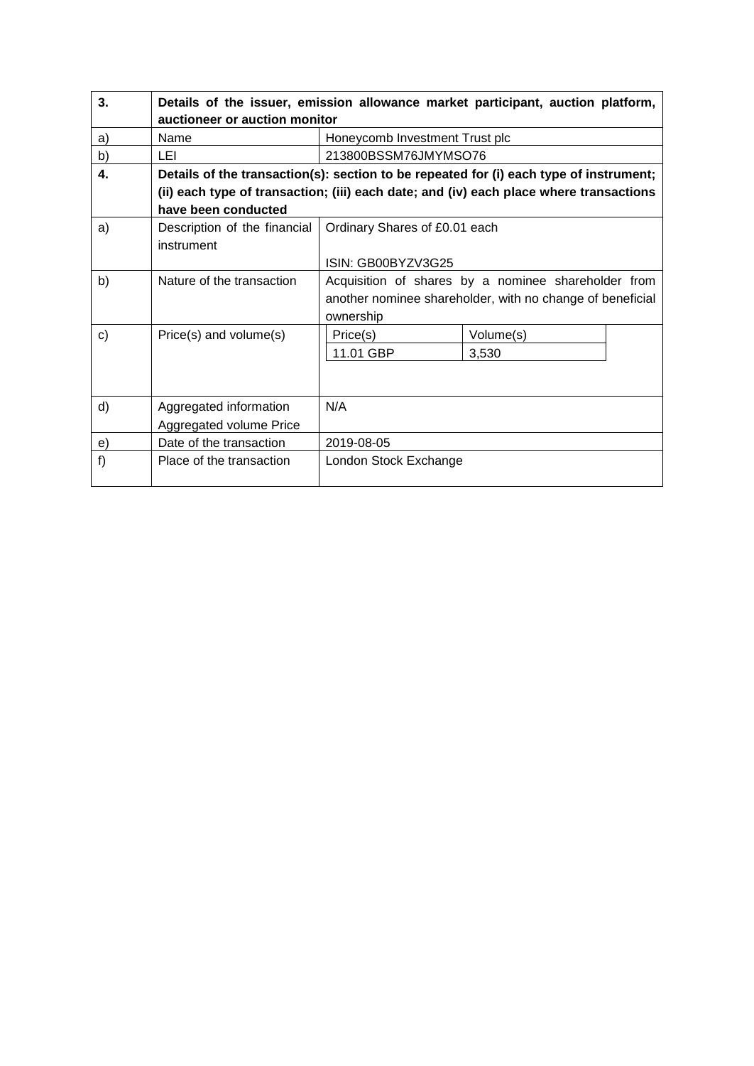| | | |
|---|---|---|
| **3.** | **Details of the issuer, emission allowance market participant, auction platform, auctioneer or auction monitor** | |
| a) | Name | Honeycomb Investment Trust plc |
| b) | LEI | 213800BSSM76JMYMSO76 |
| **4.** | **Details of the transaction(s): section to be repeated for (i) each type of instrument; (ii) each type of transaction; (iii) each date; and (iv) each place where transactions have been conducted** | |
| a) | Description of the financial instrument | Ordinary Shares of £0.01 each<br><br>ISIN: GB00BYZV3G25 |
| b) | Nature of the transaction | Acquisition of shares by a nominee shareholder from another nominee shareholder, with no change of beneficial ownership |
| c) | Price(s) and volume(s) | Price(s): 11.01 GBP<br>Volume(s): 3,530 |
| d) | Aggregated information<br>Aggregated volume Price | N/A |
| e) | Date of the transaction | 2019-08-05 |
| f) | Place of the transaction | London Stock Exchange |